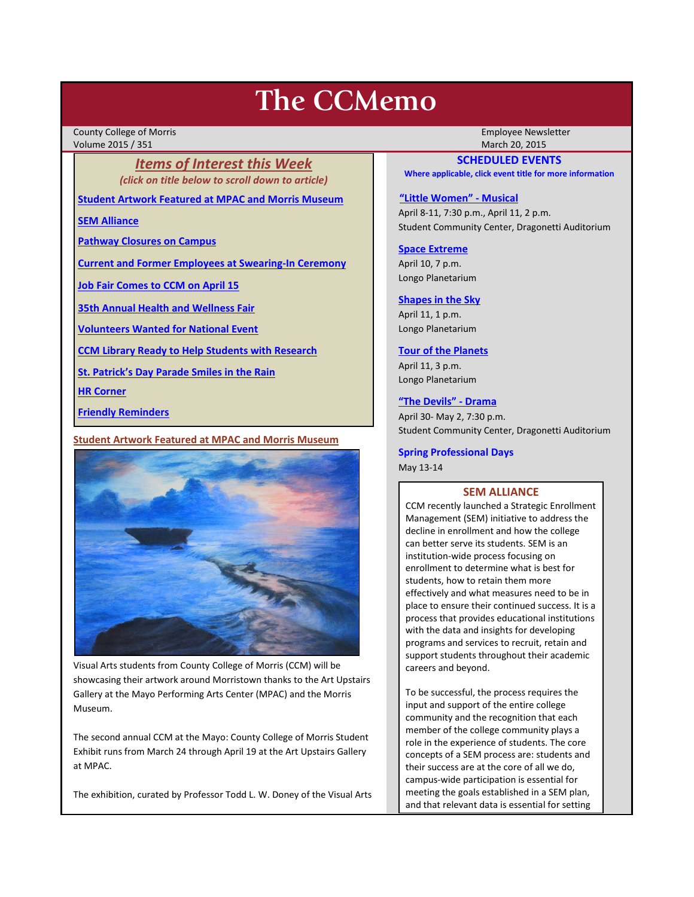# The CCMemo

County College of Morris
Volume 2015 / 351

Employee Newsletter
March 20, 2015

## *Items of Interest this Week*

*(click on title below to scroll down to article)*

**Student Artwork Featured at MPAC and Morris Museum**

**SEM Alliance**

**Pathway Closures on Campus**

**Current and Former Employees at Swearing-In Ceremony**

**Job Fair Comes to CCM on April 15**

**35th Annual Health and Wellness Fair**

**Volunteers Wanted for National Event**

**CCM Library Ready to Help Students with Research**

**St. Patrick's Day Parade Smiles in the Rain**

**HR Corner**

**Friendly Reminders**

### Student Artwork Featured at MPAC and Morris Museum

Visual Arts students from County College of Morris (CCM) will be showcasing their artwork around Morristown thanks to the Art Upstairs Gallery at the Mayo Performing Arts Center (MPAC) and the Morris Museum.

The second annual CCM at the Mayo: County College of Morris Student Exhibit runs from March 24 through April 19 at the Art Upstairs Gallery at MPAC.

The exhibition, curated by Professor Todd L. W. Doney of the Visual Arts

## SCHEDULED EVENTS

**Where applicable, click event title for more information**

**"Little Women" - Musical**
April 8-11, 7:30 p.m., April 11, 2 p.m.
Student Community Center, Dragonetti Auditorium

**Space Extreme**
April 10, 7 p.m.
Longo Planetarium

**Shapes in the Sky**
April 11, 1 p.m.
Longo Planetarium

**Tour of the Planets**
April 11, 3 p.m.
Longo Planetarium

**"The Devils" - Drama**
April 30- May 2, 7:30 p.m.
Student Community Center, Dragonetti Auditorium

**Spring Professional Days**
May 13-14

### SEM ALLIANCE

CCM recently launched a Strategic Enrollment Management (SEM) initiative to address the decline in enrollment and how the college can better serve its students. SEM is an institution-wide process focusing on enrollment to determine what is best for students, how to retain them more effectively and what measures need to be in place to ensure their continued success. It is a process that provides educational institutions with the data and insights for developing programs and services to recruit, retain and support students throughout their academic careers and beyond.

To be successful, the process requires the input and support of the entire college community and the recognition that each member of the college community plays a role in the experience of students. The core concepts of a SEM process are: students and their success are at the core of all we do, campus-wide participation is essential for meeting the goals established in a SEM plan, and that relevant data is essential for setting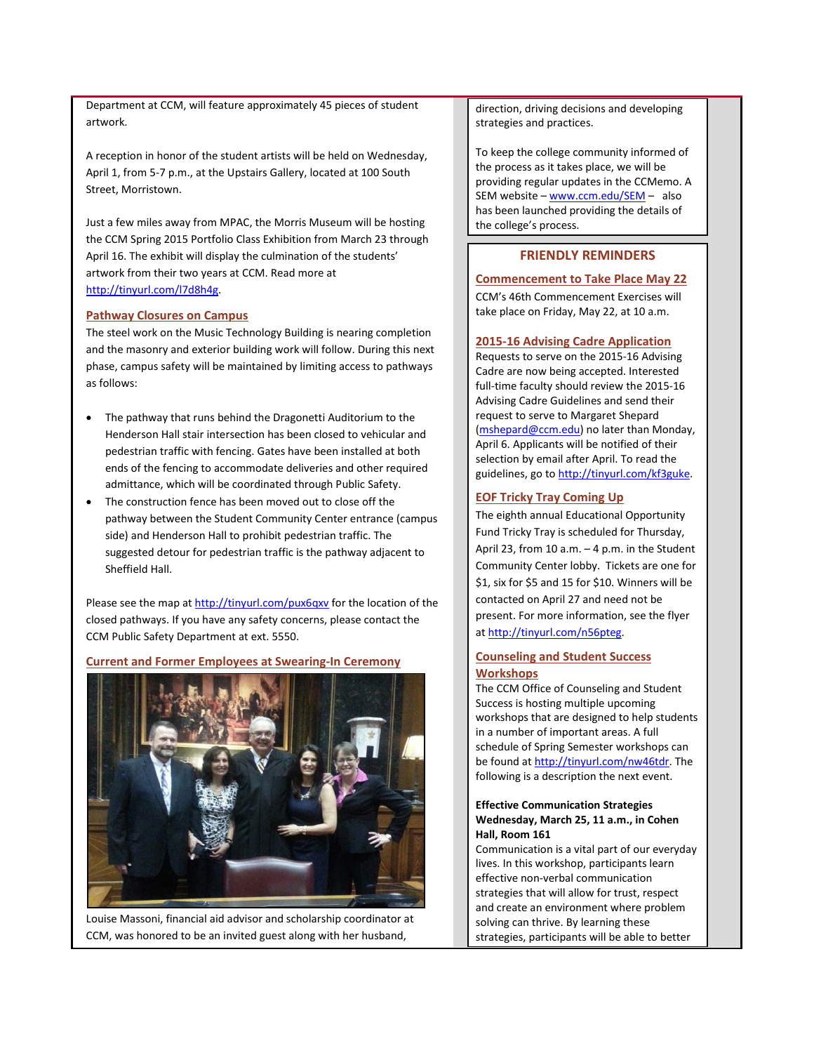Department at CCM, will feature approximately 45 pieces of student artwork.

A reception in honor of the student artists will be held on Wednesday, April 1, from 5-7 p.m., at the Upstairs Gallery, located at 100 South Street, Morristown.

Just a few miles away from MPAC, the Morris Museum will be hosting the CCM Spring 2015 Portfolio Class Exhibition from March 23 through April 16. The exhibit will display the culmination of the students' artwork from their two years at CCM. Read more at http://tinyurl.com/l7d8h4g.

### Pathway Closures on Campus

The steel work on the Music Technology Building is nearing completion and the masonry and exterior building work will follow. During this next phase, campus safety will be maintained by limiting access to pathways as follows:

- The pathway that runs behind the Dragonetti Auditorium to the Henderson Hall stair intersection has been closed to vehicular and pedestrian traffic with fencing. Gates have been installed at both ends of the fencing to accommodate deliveries and other required admittance, which will be coordinated through Public Safety.
- The construction fence has been moved out to close off the pathway between the Student Community Center entrance (campus side) and Henderson Hall to prohibit pedestrian traffic. The suggested detour for pedestrian traffic is the pathway adjacent to Sheffield Hall.

Please see the map at http://tinyurl.com/pux6qxv for the location of the closed pathways. If you have any safety concerns, please contact the CCM Public Safety Department at ext. 5550.

### Current and Former Employees at Swearing-In Ceremony

Louise Massoni, financial aid advisor and scholarship coordinator at CCM, was honored to be an invited guest along with her husband,

direction, driving decisions and developing strategies and practices.

To keep the college community informed of the process as it takes place, we will be providing regular updates in the CCMemo. A SEM website – www.ccm.edu/SEM – also has been launched providing the details of the college's process.

## FRIENDLY REMINDERS

### Commencement to Take Place May 22

CCM's 46th Commencement Exercises will take place on Friday, May 22, at 10 a.m.

### 2015-16 Advising Cadre Application

Requests to serve on the 2015-16 Advising Cadre are now being accepted. Interested full-time faculty should review the 2015-16 Advising Cadre Guidelines and send their request to serve to Margaret Shepard (mshepard@ccm.edu) no later than Monday, April 6. Applicants will be notified of their selection by email after April. To read the guidelines, go to http://tinyurl.com/kf3guke.

### EOF Tricky Tray Coming Up

The eighth annual Educational Opportunity Fund Tricky Tray is scheduled for Thursday, April 23, from 10 a.m. – 4 p.m. in the Student Community Center lobby. Tickets are one for $1, six for $5 and 15 for $10. Winners will be contacted on April 27 and need not be present. For more information, see the flyer at http://tinyurl.com/n56pteg.

### Counseling and Student Success Workshops

The CCM Office of Counseling and Student Success is hosting multiple upcoming workshops that are designed to help students in a number of important areas. A full schedule of Spring Semester workshops can be found at http://tinyurl.com/nw46tdr. The following is a description the next event.

**Effective Communication Strategies**
**Wednesday, March 25, 11 a.m., in Cohen Hall, Room 161**
Communication is a vital part of our everyday lives. In this workshop, participants learn effective non-verbal communication strategies that will allow for trust, respect and create an environment where problem solving can thrive. By learning these strategies, participants will be able to better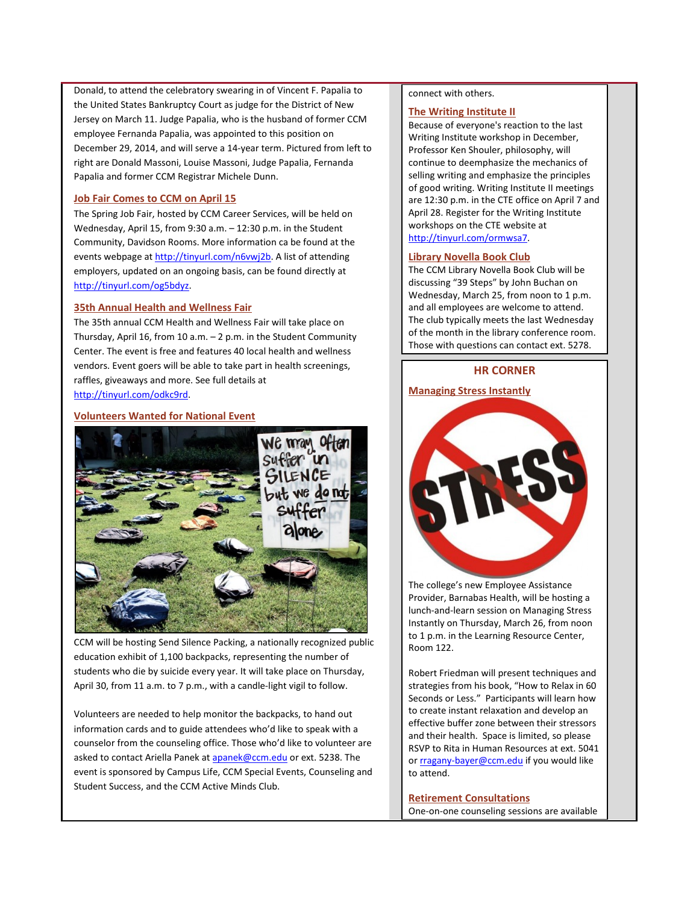Donald, to attend the celebratory swearing in of Vincent F. Papalia to the United States Bankruptcy Court as judge for the District of New Jersey on March 11. Judge Papalia, who is the husband of former CCM employee Fernanda Papalia, was appointed to this position on December 29, 2014, and will serve a 14-year term. Pictured from left to right are Donald Massoni, Louise Massoni, Judge Papalia, Fernanda Papalia and former CCM Registrar Michele Dunn.

### Job Fair Comes to CCM on April 15

The Spring Job Fair, hosted by CCM Career Services, will be held on Wednesday, April 15, from 9:30 a.m. – 12:30 p.m. in the Student Community, Davidson Rooms. More information ca be found at the events webpage at http://tinyurl.com/n6vwj2b. A list of attending employers, updated on an ongoing basis, can be found directly at http://tinyurl.com/og5bdyz.

### 35th Annual Health and Wellness Fair

The 35th annual CCM Health and Wellness Fair will take place on Thursday, April 16, from 10 a.m. – 2 p.m. in the Student Community Center. The event is free and features 40 local health and wellness vendors. Event goers will be able to take part in health screenings, raffles, giveaways and more. See full details at http://tinyurl.com/odkc9rd.

### Volunteers Wanted for National Event

CCM will be hosting Send Silence Packing, a nationally recognized public education exhibit of 1,100 backpacks, representing the number of students who die by suicide every year. It will take place on Thursday, April 30, from 11 a.m. to 7 p.m., with a candle-light vigil to follow.

Volunteers are needed to help monitor the backpacks, to hand out information cards and to guide attendees who'd like to speak with a counselor from the counseling office. Those who'd like to volunteer are asked to contact Ariella Panek at apanek@ccm.edu or ext. 5238. The event is sponsored by Campus Life, CCM Special Events, Counseling and Student Success, and the CCM Active Minds Club.

connect with others.

### The Writing Institute II

Because of everyone's reaction to the last Writing Institute workshop in December, Professor Ken Shouler, philosophy, will continue to deemphasize the mechanics of selling writing and emphasize the principles of good writing. Writing Institute II meetings are 12:30 p.m. in the CTE office on April 7 and April 28. Register for the Writing Institute workshops on the CTE website at http://tinyurl.com/ormwsa7.

### Library Novella Book Club

The CCM Library Novella Book Club will be discussing "39 Steps" by John Buchan on Wednesday, March 25, from noon to 1 p.m. and all employees are welcome to attend. The club typically meets the last Wednesday of the month in the library conference room. Those with questions can contact ext. 5278.

## HR CORNER

### Managing Stress Instantly

The college's new Employee Assistance Provider, Barnabas Health, will be hosting a lunch-and-learn session on Managing Stress Instantly on Thursday, March 26, from noon to 1 p.m. in the Learning Resource Center, Room 122.

Robert Friedman will present techniques and strategies from his book, "How to Relax in 60 Seconds or Less." Participants will learn how to create instant relaxation and develop an effective buffer zone between their stressors and their health. Space is limited, so please RSVP to Rita in Human Resources at ext. 5041 or rragany-bayer@ccm.edu if you would like to attend.

### Retirement Consultations

One-on-one counseling sessions are available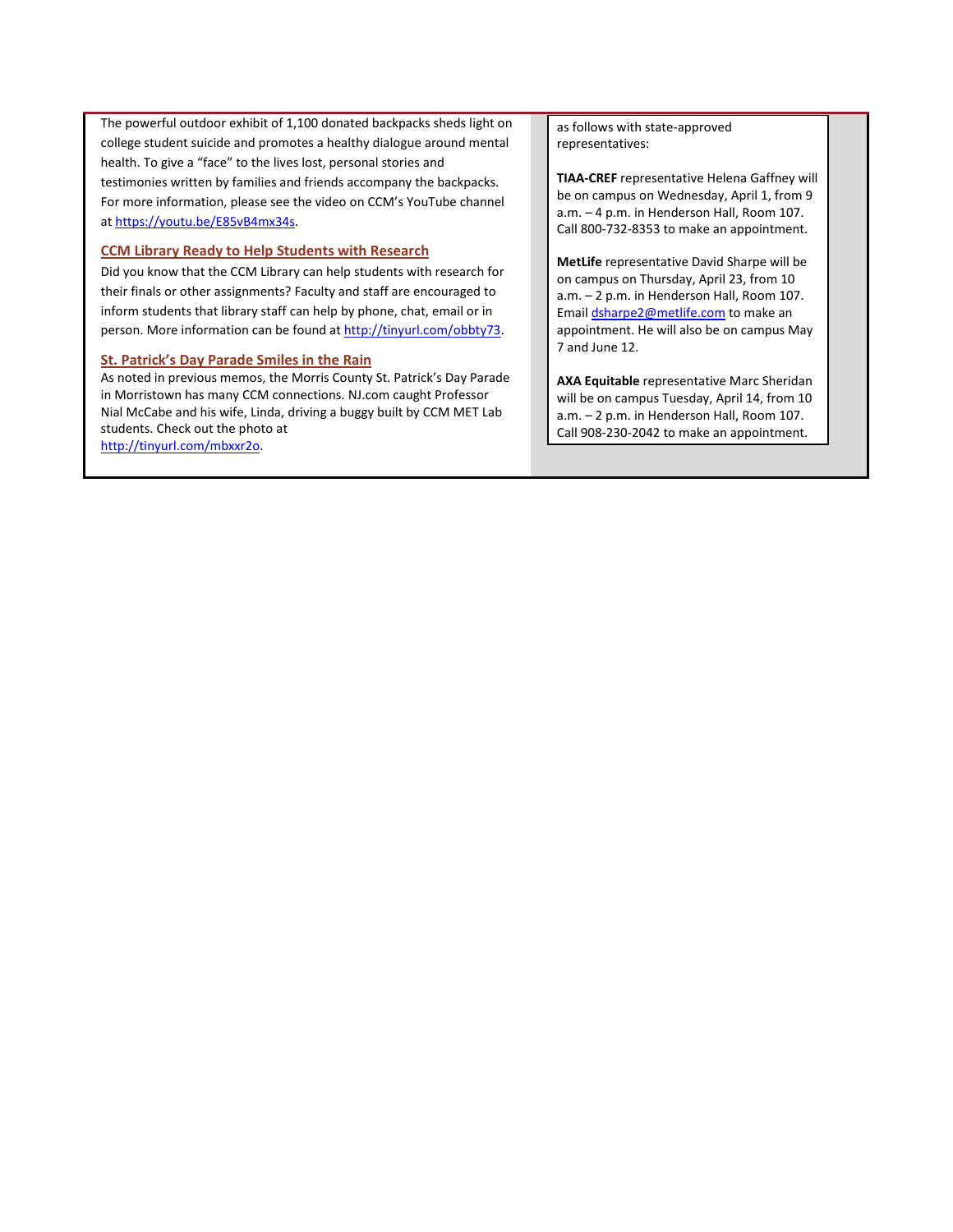The powerful outdoor exhibit of 1,100 donated backpacks sheds light on college student suicide and promotes a healthy dialogue around mental health. To give a "face" to the lives lost, personal stories and testimonies written by families and friends accompany the backpacks. For more information, please see the video on CCM's YouTube channel at https://youtu.be/E85vB4mx34s.

### CCM Library Ready to Help Students with Research

Did you know that the CCM Library can help students with research for their finals or other assignments? Faculty and staff are encouraged to inform students that library staff can help by phone, chat, email or in person. More information can be found at http://tinyurl.com/obbty73.

### St. Patrick's Day Parade Smiles in the Rain

As noted in previous memos, the Morris County St. Patrick's Day Parade in Morristown has many CCM connections. NJ.com caught Professor Nial McCabe and his wife, Linda, driving a buggy built by CCM MET Lab students. Check out the photo at http://tinyurl.com/mbxxr2o.

as follows with state-approved representatives:

**TIAA-CREF** representative Helena Gaffney will be on campus on Wednesday, April 1, from 9 a.m. – 4 p.m. in Henderson Hall, Room 107. Call 800-732-8353 to make an appointment.

**MetLife** representative David Sharpe will be on campus on Thursday, April 23, from 10 a.m. – 2 p.m. in Henderson Hall, Room 107. Email dsharpe2@metlife.com to make an appointment. He will also be on campus May 7 and June 12.

**AXA Equitable** representative Marc Sheridan will be on campus Tuesday, April 14, from 10 a.m. – 2 p.m. in Henderson Hall, Room 107. Call 908-230-2042 to make an appointment.